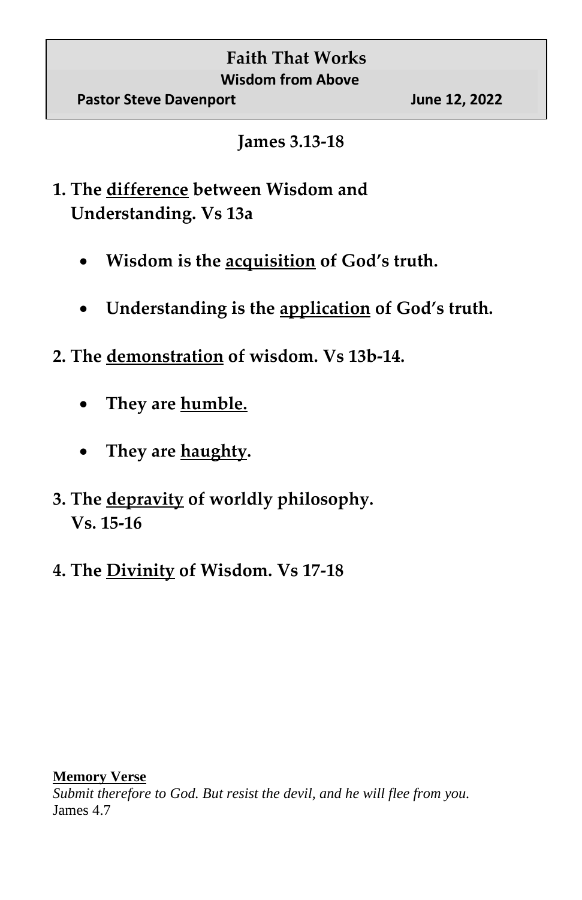# Faith That Works

## Wisdom from Above

**Pastor Steve Davenport** **June 12, 2022**

### James 3.13-18

1. **The <u>difference</u> between Wisdom and Understanding. Vs 13a**

   - **Wisdom is the <u>acquisition</u> of God's truth.**

   - **Understanding is the <u>application</u> of God's truth.**

2. **The <u>demonstration</u> of wisdom. Vs 13b-14.**

   - **They are <u>humble.</u>**

   - **They are <u>haughty</u>.**

3. **The <u>depravity</u> of worldly philosophy. Vs. 15-16**

4. **The <u>Divinity</u> of Wisdom. Vs 17-18**

**<u>Memory Verse</u>**

*Submit therefore to God. But resist the devil, and he will flee from you.*
James 4.7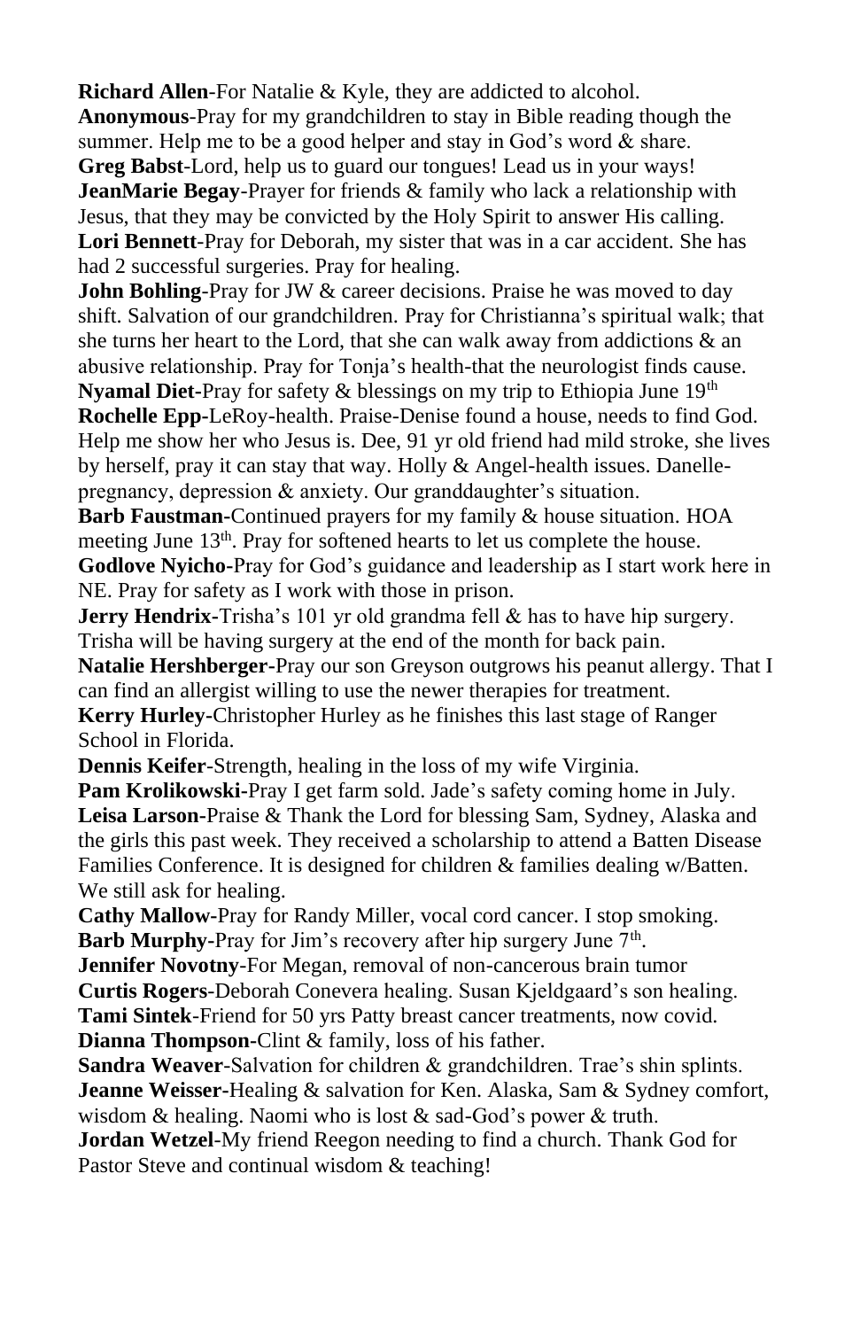**Richard Allen**-For Natalie & Kyle, they are addicted to alcohol.

**Anonymous**-Pray for my grandchildren to stay in Bible reading though the summer. Help me to be a good helper and stay in God's word & share.

**Greg Babst**-Lord, help us to guard our tongues! Lead us in your ways!

**JeanMarie Begay**-Prayer for friends & family who lack a relationship with Jesus, that they may be convicted by the Holy Spirit to answer His calling.

**Lori Bennett**-Pray for Deborah, my sister that was in a car accident. She has had 2 successful surgeries. Pray for healing.

**John Bohling**-Pray for JW & career decisions. Praise he was moved to day shift. Salvation of our grandchildren. Pray for Christianna's spiritual walk; that she turns her heart to the Lord, that she can walk away from addictions & an abusive relationship. Pray for Tonja's health-that the neurologist finds cause.

**Nyamal Diet**-Pray for safety & blessings on my trip to Ethiopia June 19th

**Rochelle Epp**-LeRoy-health. Praise-Denise found a house, needs to find God. Help me show her who Jesus is. Dee, 91 yr old friend had mild stroke, she lives by herself, pray it can stay that way. Holly & Angel-health issues. Danelle-pregnancy, depression & anxiety. Our granddaughter's situation.

**Barb Faustman**-Continued prayers for my family & house situation. HOA meeting June 13th. Pray for softened hearts to let us complete the house.

**Godlove Nyicho**-Pray for God's guidance and leadership as I start work here in NE. Pray for safety as I work with those in prison.

**Jerry Hendrix**-Trisha's 101 yr old grandma fell & has to have hip surgery. Trisha will be having surgery at the end of the month for back pain.

**Natalie Hershberger**-Pray our son Greyson outgrows his peanut allergy. That I can find an allergist willing to use the newer therapies for treatment.

**Kerry Hurley**-Christopher Hurley as he finishes this last stage of Ranger School in Florida.

**Dennis Keifer**-Strength, healing in the loss of my wife Virginia.

**Pam Krolikowski**-Pray I get farm sold. Jade's safety coming home in July.

**Leisa Larson**-Praise & Thank the Lord for blessing Sam, Sydney, Alaska and the girls this past week. They received a scholarship to attend a Batten Disease Families Conference. It is designed for children & families dealing w/Batten. We still ask for healing.

**Cathy Mallow**-Pray for Randy Miller, vocal cord cancer. I stop smoking.

**Barb Murphy**-Pray for Jim's recovery after hip surgery June 7th.

**Jennifer Novotny**-For Megan, removal of non-cancerous brain tumor

**Curtis Rogers**-Deborah Conevera healing. Susan Kjeldgaard's son healing.

**Tami Sintek**-Friend for 50 yrs Patty breast cancer treatments, now covid.

**Dianna Thompson**-Clint & family, loss of his father.

**Sandra Weaver**-Salvation for children & grandchildren. Trae's shin splints.

**Jeanne Weisser**-Healing & salvation for Ken. Alaska, Sam & Sydney comfort, wisdom & healing. Naomi who is lost & sad-God's power & truth.

**Jordan Wetzel**-My friend Reegon needing to find a church. Thank God for Pastor Steve and continual wisdom & teaching!